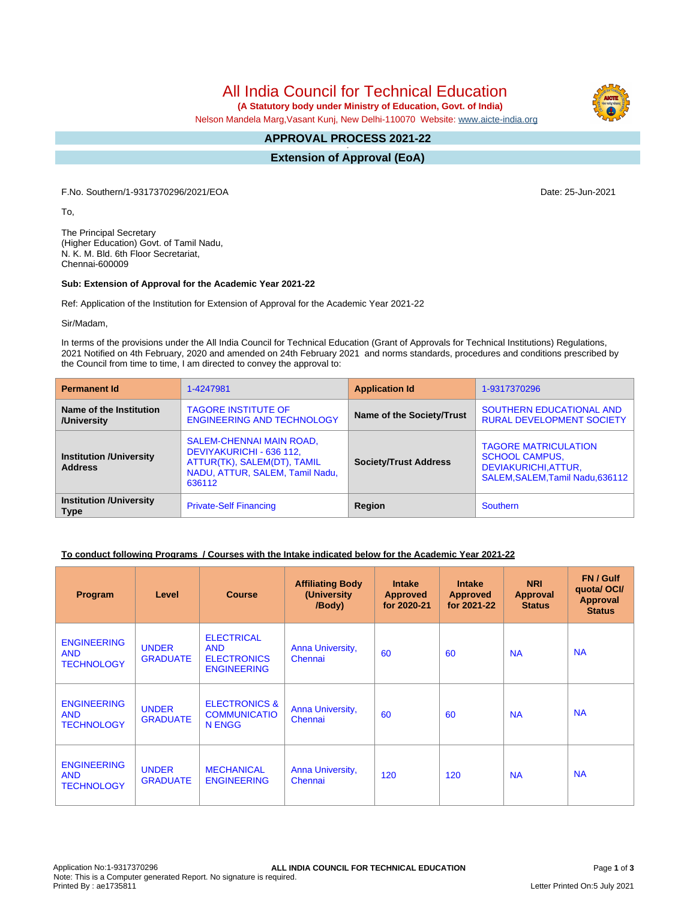# All India Council for Technical Education

**(A Statutory body under Ministry of Education, Govt. of India)**

Nelson Mandela Marg,Vasant Kunj, New Delhi-110070 Website: www.aicte-india.org

## APPROVAL PROCESS 2021-22

## Extension of Approval (EoA)

F.No. Southern/1-9317370296/2021/EOA    Date: 25-Jun-2021

To,

The Principal Secretary
(Higher Education) Govt. of Tamil Nadu,
N. K. M. Bld. 6th Floor Secretariat,
Chennai-600009

**Sub: Extension of Approval for the Academic Year 2021-22**

Ref: Application of the Institution for Extension of Approval for the Academic Year 2021-22

Sir/Madam,

In terms of the provisions under the All India Council for Technical Education (Grant of Approvals for Technical Institutions) Regulations, 2021 Notified on 4th February, 2020 and amended on 24th February 2021 and norms standards, procedures and conditions prescribed by the Council from time to time, I am directed to convey the approval to:

| **Permanent Id** | 1-4247981 | **Application Id** | 1-9317370296 |
|---|---|---|---|
| **Name of the Institution /University** | TAGORE INSTITUTE OF ENGINEERING AND TECHNOLOGY | **Name of the Society/Trust** | SOUTHERN EDUCATIONAL AND RURAL DEVELOPMENT SOCIETY |
| **Institution /University Address** | SALEM-CHENNAI MAIN ROAD, DEVIYAKURICHI - 636 112, ATTUR(TK), SALEM(DT), TAMIL NADU, ATTUR, SALEM, Tamil Nadu, 636112 | **Society/Trust Address** | TAGORE MATRICULATION SCHOOL CAMPUS, DEVIAKURICHI,ATTUR, SALEM,SALEM,Tamil Nadu,636112 |
| **Institution /University Type** | Private-Self Financing | **Region** | Southern |

**To conduct following Programs / Courses with the Intake indicated below for the Academic Year 2021-22**

| Program | Level | Course | Affiliating Body (University /Body) | Intake Approved for 2020-21 | Intake Approved for 2021-22 | NRI Approval Status | FN / Gulf quota/ OCI/ Approval Status |
|---|---|---|---|---|---|---|---|
| ENGINEERING AND TECHNOLOGY | UNDER GRADUATE | ELECTRICAL AND ELECTRONICS ENGINEERING | Anna University, Chennai | 60 | 60 | NA | NA |
| ENGINEERING AND TECHNOLOGY | UNDER GRADUATE | ELECTRONICS & COMMUNICATION ENGG | Anna University, Chennai | 60 | 60 | NA | NA |
| ENGINEERING AND TECHNOLOGY | UNDER GRADUATE | MECHANICAL ENGINEERING | Anna University, Chennai | 120 | 120 | NA | NA |

Application No:1-9317370296
Note: This is a Computer generated Report. No signature is required.
Printed By : ae1735811    Letter Printed On:5 July 2021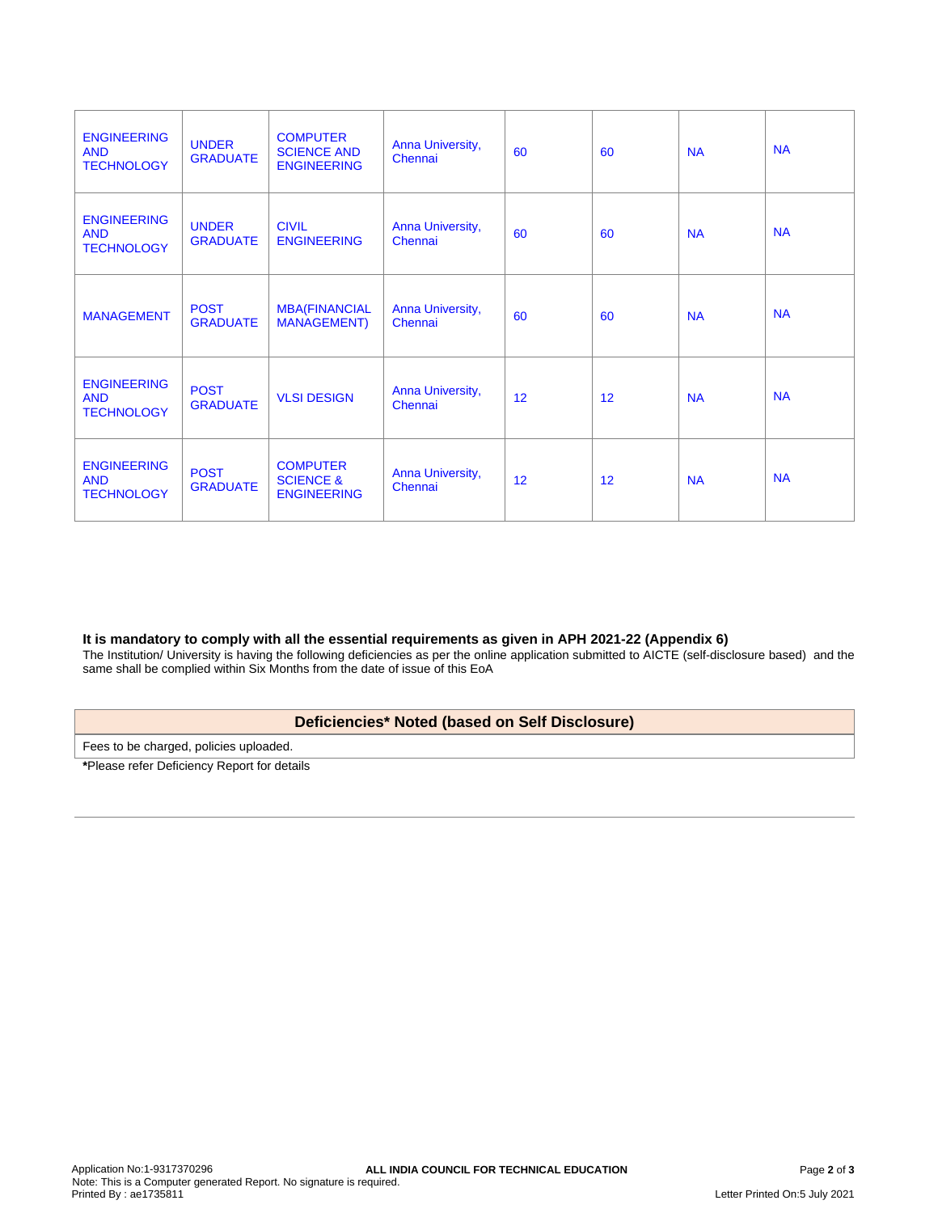| ENGINEERING AND TECHNOLOGY | UNDER GRADUATE | COMPUTER SCIENCE AND ENGINEERING | Anna University, Chennai | 60 | 60 | NA | NA |
|---|---|---|---|---|---|---|---|
| ENGINEERING AND TECHNOLOGY | UNDER GRADUATE | CIVIL ENGINEERING | Anna University, Chennai | 60 | 60 | NA | NA |
| MANAGEMENT | POST GRADUATE | MBA(FINANCIAL MANAGEMENT) | Anna University, Chennai | 60 | 60 | NA | NA |
| ENGINEERING AND TECHNOLOGY | POST GRADUATE | VLSI DESIGN | Anna University, Chennai | 12 | 12 | NA | NA |
| ENGINEERING AND TECHNOLOGY | POST GRADUATE | COMPUTER SCIENCE & ENGINEERING | Anna University, Chennai | 12 | 12 | NA | NA |

**It is mandatory to comply with all the essential requirements as given in APH 2021-22 (Appendix 6)**

The Institution/ University is having the following deficiencies as per the online application submitted to AICTE (self-disclosure based) and the same shall be complied within Six Months from the date of issue of this EoA

| Deficiencies* Noted (based on Self Disclosure) |
|---|
| Fees to be charged, policies uploaded. |

**\***Please refer Deficiency Report for details

Application No:1-9317370296
Note: This is a Computer generated Report. No signature is required.
Printed By : ae1735811

**ALL INDIA COUNCIL FOR TECHNICAL EDUCATION**

Letter Printed On:5 July 2021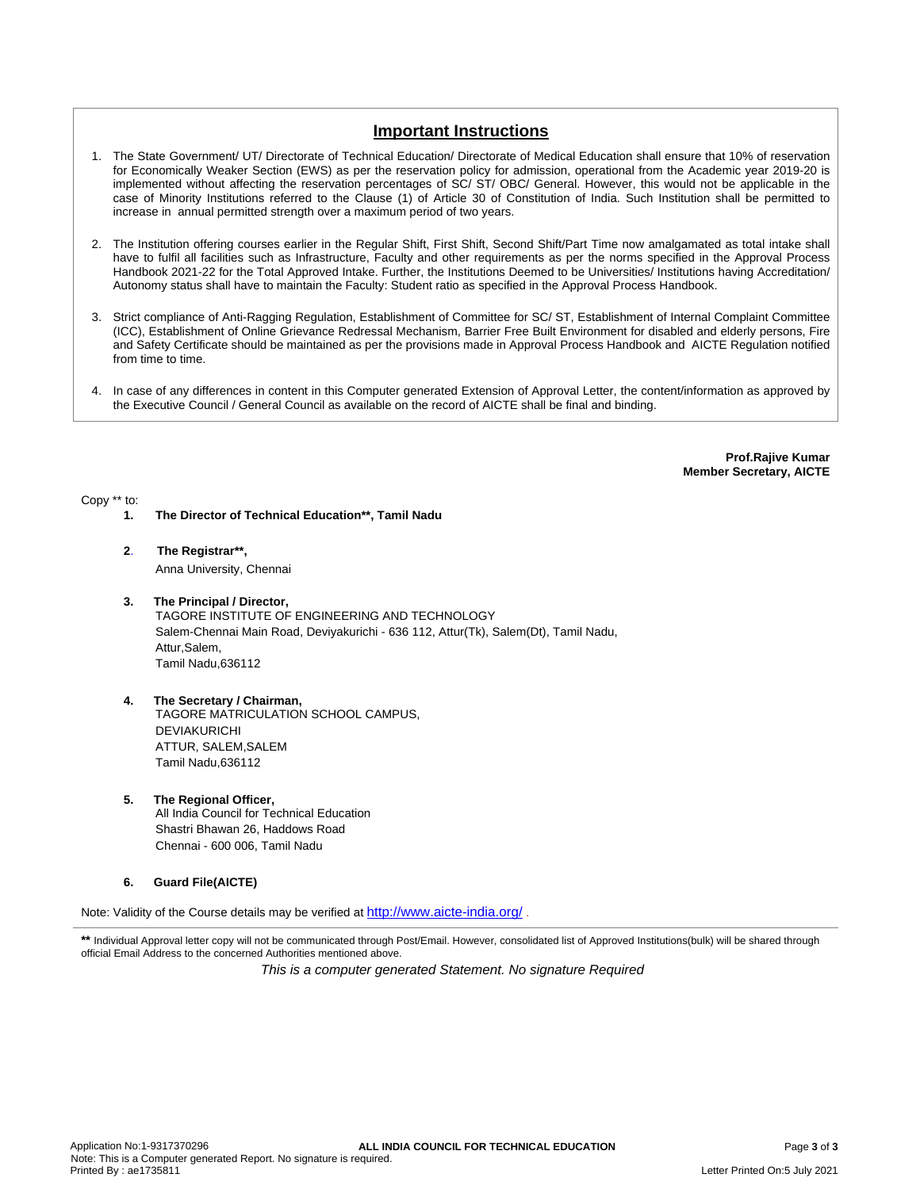## Important Instructions

1. The State Government/ UT/ Directorate of Technical Education/ Directorate of Medical Education shall ensure that 10% of reservation for Economically Weaker Section (EWS) as per the reservation policy for admission, operational from the Academic year 2019-20 is implemented without affecting the reservation percentages of SC/ ST/ OBC/ General. However, this would not be applicable in the case of Minority Institutions referred to the Clause (1) of Article 30 of Constitution of India. Such Institution shall be permitted to increase in annual permitted strength over a maximum period of two years.

2. The Institution offering courses earlier in the Regular Shift, First Shift, Second Shift/Part Time now amalgamated as total intake shall have to fulfil all facilities such as Infrastructure, Faculty and other requirements as per the norms specified in the Approval Process Handbook 2021-22 for the Total Approved Intake. Further, the Institutions Deemed to be Universities/ Institutions having Accreditation/ Autonomy status shall have to maintain the Faculty: Student ratio as specified in the Approval Process Handbook.

3. Strict compliance of Anti-Ragging Regulation, Establishment of Committee for SC/ ST, Establishment of Internal Complaint Committee (ICC), Establishment of Online Grievance Redressal Mechanism, Barrier Free Built Environment for disabled and elderly persons, Fire and Safety Certificate should be maintained as per the provisions made in Approval Process Handbook and AICTE Regulation notified from time to time.

4. In case of any differences in content in this Computer generated Extension of Approval Letter, the content/information as approved by the Executive Council / General Council as available on the record of AICTE shall be final and binding.

**Prof.Rajive Kumar**
**Member Secretary, AICTE**

Copy ** to:

1. **The Director of Technical Education**, Tamil Nadu**

2. **The Registrar**,**
   Anna University, Chennai

3. **The Principal / Director,**
   TAGORE INSTITUTE OF ENGINEERING AND TECHNOLOGY
   Salem-Chennai Main Road, Deviyakurichi - 636 112, Attur(Tk), Salem(Dt), Tamil Nadu,
   Attur,Salem,
   Tamil Nadu,636112

4. **The Secretary / Chairman,**
   TAGORE MATRICULATION SCHOOL CAMPUS,
   DEVIAKURICHI
   ATTUR, SALEM,SALEM
   Tamil Nadu,636112

5. **The Regional Officer,**
   All India Council for Technical Education
   Shastri Bhawan 26, Haddows Road
   Chennai - 600 006, Tamil Nadu

6. **Guard File(AICTE)**

Note: Validity of the Course details may be verified at http://www.aicte-india.org/ .

**\*\*** Individual Approval letter copy will not be communicated through Post/Email. However, consolidated list of Approved Institutions(bulk) will be shared through official Email Address to the concerned Authorities mentioned above.

*This is a computer generated Statement. No signature Required*

Application No:1-9317370296
Note: This is a Computer generated Report. No signature is required.
Printed By : ae1735811

Letter Printed On:5 July 2021